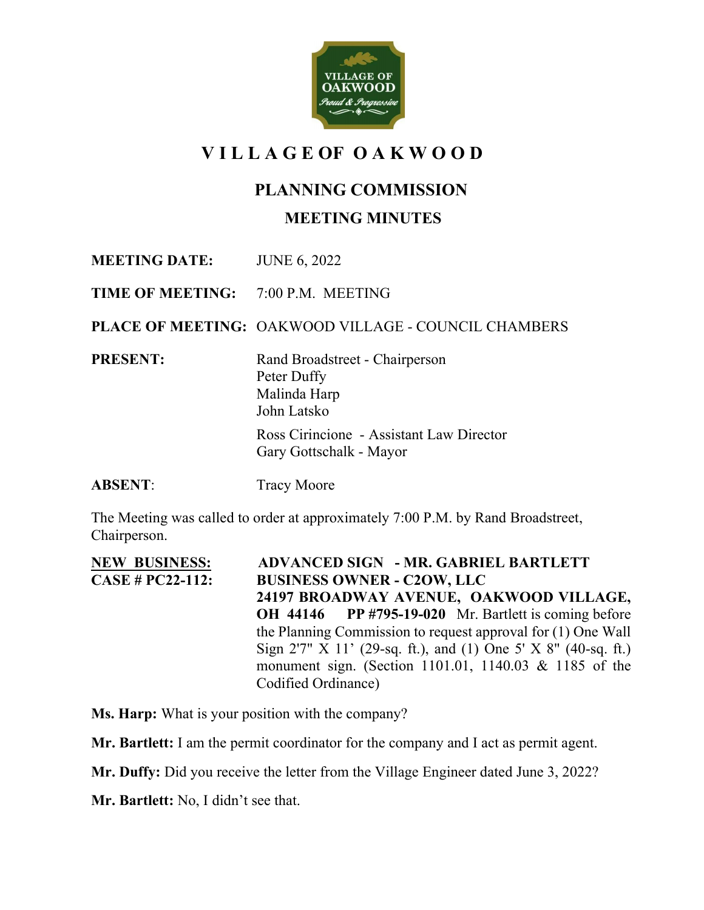# VILLAGE OF OAKWOOD

## PLANNING COMMISSION

### MEETING MINUTES

**MEETING DATE:** JUNE 6, 2022

**TIME OF MEETING:** 7:00 P.M. MEETING

**PLACE OF MEETING:** OAKWOOD VILLAGE - COUNCIL CHAMBERS

**PRESENT:**
Rand Broadstreet - Chairperson
Peter Duffy
Malinda Harp
John Latsko

Ross Cirincione - Assistant Law Director
Gary Gottschalk - Mayor

**ABSENT:** Tracy Moore

The Meeting was called to order at approximately 7:00 P.M. by Rand Broadstreet, Chairperson.

**NEW BUSINESS:** **ADVANCED SIGN - MR. GABRIEL BARTLETT**
**CASE # PC22-112:** **BUSINESS OWNER - C2OW, LLC 24197 BROADWAY AVENUE, OAKWOOD VILLAGE, OH 44146 PP #795-19-020** Mr. Bartlett is coming before the Planning Commission to request approval for (1) One Wall Sign 2'7" X 11' (29-sq. ft.), and (1) One 5' X 8" (40-sq. ft.) monument sign. (Section 1101.01, 1140.03 & 1185 of the Codified Ordinance)

**Ms. Harp:** What is your position with the company?

**Mr. Bartlett:** I am the permit coordinator for the company and I act as permit agent.

**Mr. Duffy:** Did you receive the letter from the Village Engineer dated June 3, 2022?

**Mr. Bartlett:** No, I didn't see that.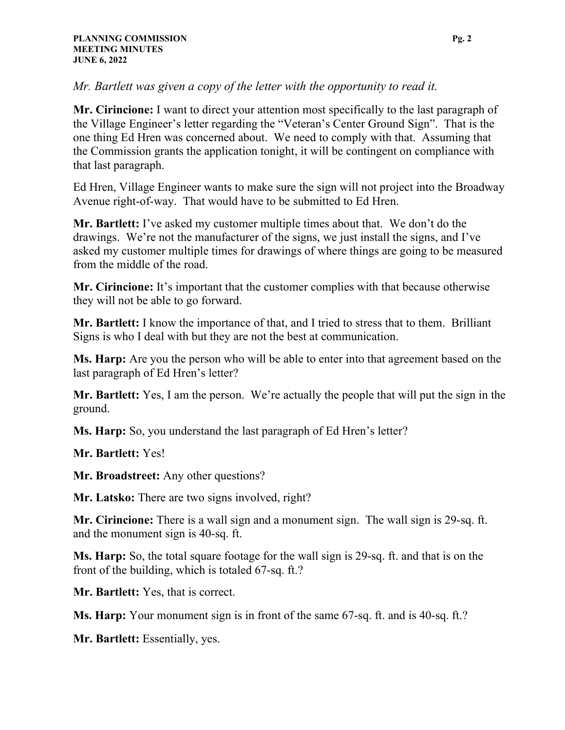*Mr. Bartlett was given a copy of the letter with the opportunity to read it.*

**Mr. Cirincione:** I want to direct your attention most specifically to the last paragraph of the Village Engineer's letter regarding the "Veteran's Center Ground Sign". That is the one thing Ed Hren was concerned about. We need to comply with that. Assuming that the Commission grants the application tonight, it will be contingent on compliance with that last paragraph.

Ed Hren, Village Engineer wants to make sure the sign will not project into the Broadway Avenue right-of-way. That would have to be submitted to Ed Hren.

**Mr. Bartlett:** I've asked my customer multiple times about that. We don't do the drawings. We're not the manufacturer of the signs, we just install the signs, and I've asked my customer multiple times for drawings of where things are going to be measured from the middle of the road.

**Mr. Cirincione:** It's important that the customer complies with that because otherwise they will not be able to go forward.

**Mr. Bartlett:** I know the importance of that, and I tried to stress that to them. Brilliant Signs is who I deal with but they are not the best at communication.

**Ms. Harp:** Are you the person who will be able to enter into that agreement based on the last paragraph of Ed Hren's letter?

**Mr. Bartlett:** Yes, I am the person. We're actually the people that will put the sign in the ground.

**Ms. Harp:** So, you understand the last paragraph of Ed Hren's letter?

**Mr. Bartlett:** Yes!

**Mr. Broadstreet:** Any other questions?

**Mr. Latsko:** There are two signs involved, right?

**Mr. Cirincione:** There is a wall sign and a monument sign. The wall sign is 29-sq. ft. and the monument sign is 40-sq. ft.

**Ms. Harp:** So, the total square footage for the wall sign is 29-sq. ft. and that is on the front of the building, which is totaled 67-sq. ft.?

**Mr. Bartlett:** Yes, that is correct.

**Ms. Harp:** Your monument sign is in front of the same 67-sq. ft. and is 40-sq. ft.?

**Mr. Bartlett:** Essentially, yes.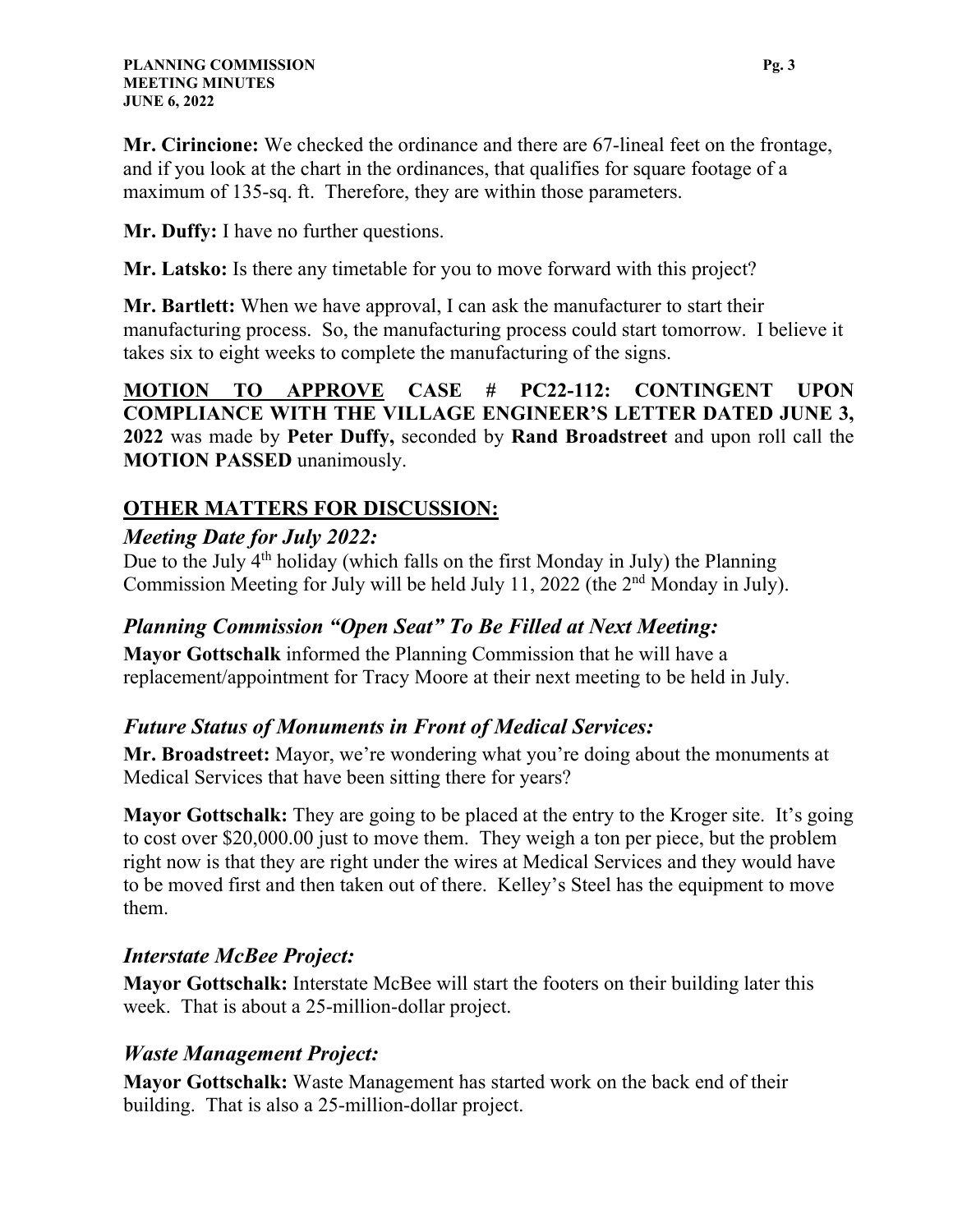**Mr. Cirincione:** We checked the ordinance and there are 67-lineal feet on the frontage, and if you look at the chart in the ordinances, that qualifies for square footage of a maximum of 135-sq. ft. Therefore, they are within those parameters.

**Mr. Duffy:** I have no further questions.

**Mr. Latsko:** Is there any timetable for you to move forward with this project?

**Mr. Bartlett:** When we have approval, I can ask the manufacturer to start their manufacturing process. So, the manufacturing process could start tomorrow. I believe it takes six to eight weeks to complete the manufacturing of the signs.

**MOTION TO APPROVE CASE # PC22-112: CONTINGENT UPON COMPLIANCE WITH THE VILLAGE ENGINEER'S LETTER DATED JUNE 3, 2022** was made by **Peter Duffy,** seconded by **Rand Broadstreet** and upon roll call the **MOTION PASSED** unanimously.

## OTHER MATTERS FOR DISCUSSION:

### *Meeting Date for July 2022:*

Due to the July 4th holiday (which falls on the first Monday in July) the Planning Commission Meeting for July will be held July 11, 2022 (the 2nd Monday in July).

### *Planning Commission "Open Seat" To Be Filled at Next Meeting:*

**Mayor Gottschalk** informed the Planning Commission that he will have a replacement/appointment for Tracy Moore at their next meeting to be held in July.

### *Future Status of Monuments in Front of Medical Services:*

**Mr. Broadstreet:** Mayor, we're wondering what you're doing about the monuments at Medical Services that have been sitting there for years?

**Mayor Gottschalk:** They are going to be placed at the entry to the Kroger site. It's going to cost over $20,000.00 just to move them. They weigh a ton per piece, but the problem right now is that they are right under the wires at Medical Services and they would have to be moved first and then taken out of there. Kelley's Steel has the equipment to move them.

### *Interstate McBee Project:*

**Mayor Gottschalk:** Interstate McBee will start the footers on their building later this week. That is about a 25-million-dollar project.

### *Waste Management Project:*

**Mayor Gottschalk:** Waste Management has started work on the back end of their building. That is also a 25-million-dollar project.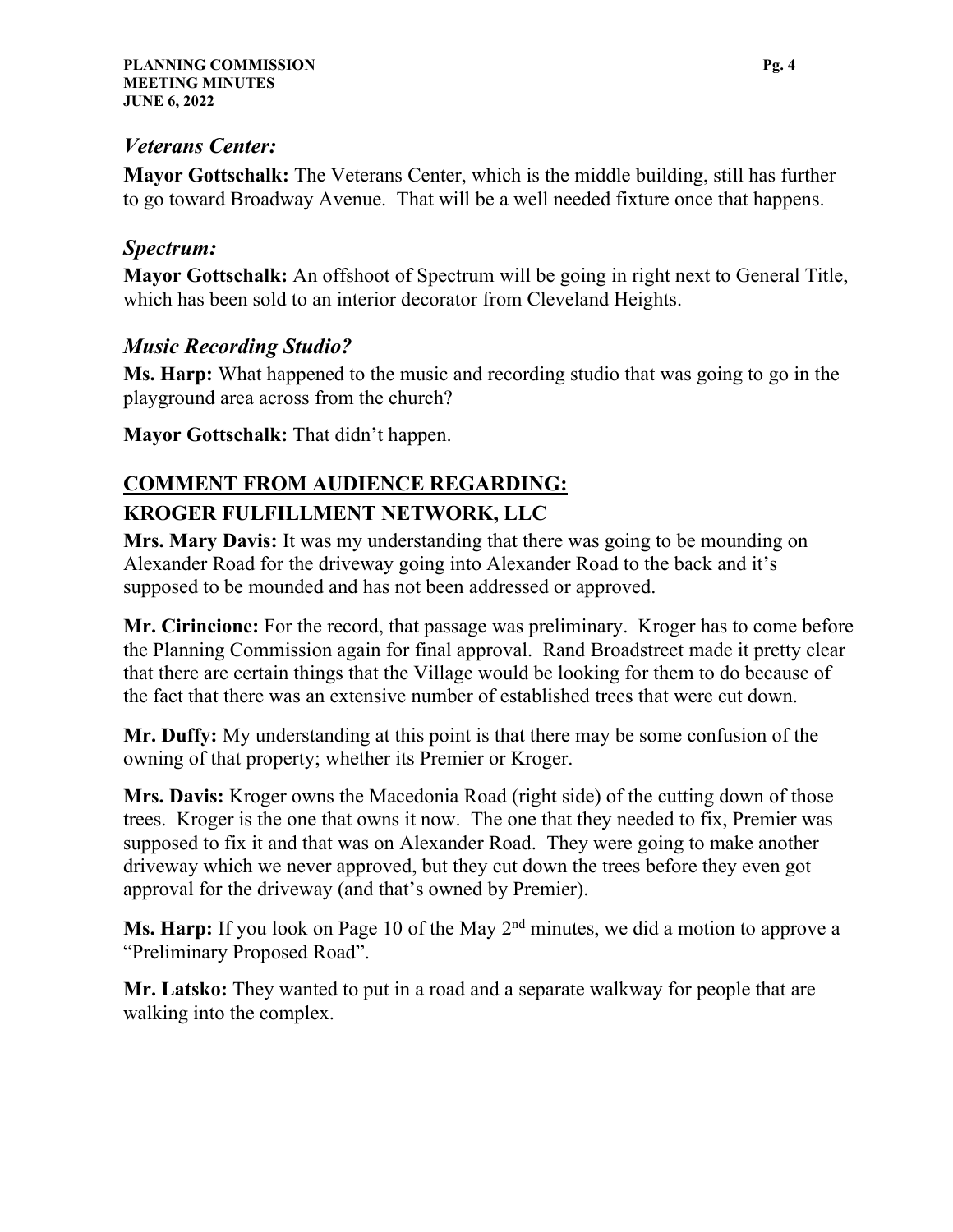### *Veterans Center:*

**Mayor Gottschalk:** The Veterans Center, which is the middle building, still has further to go toward Broadway Avenue. That will be a well needed fixture once that happens.

### *Spectrum:*

**Mayor Gottschalk:** An offshoot of Spectrum will be going in right next to General Title, which has been sold to an interior decorator from Cleveland Heights.

### *Music Recording Studio?*

**Ms. Harp:** What happened to the music and recording studio that was going to go in the playground area across from the church?

**Mayor Gottschalk:** That didn't happen.

## <u>COMMENT FROM AUDIENCE REGARDING:</u>

## KROGER FULFILLMENT NETWORK, LLC

**Mrs. Mary Davis:** It was my understanding that there was going to be mounding on Alexander Road for the driveway going into Alexander Road to the back and it's supposed to be mounded and has not been addressed or approved.

**Mr. Cirincione:** For the record, that passage was preliminary. Kroger has to come before the Planning Commission again for final approval. Rand Broadstreet made it pretty clear that there are certain things that the Village would be looking for them to do because of the fact that there was an extensive number of established trees that were cut down.

**Mr. Duffy:** My understanding at this point is that there may be some confusion of the owning of that property; whether its Premier or Kroger.

**Mrs. Davis:** Kroger owns the Macedonia Road (right side) of the cutting down of those trees. Kroger is the one that owns it now. The one that they needed to fix, Premier was supposed to fix it and that was on Alexander Road. They were going to make another driveway which we never approved, but they cut down the trees before they even got approval for the driveway (and that's owned by Premier).

**Ms. Harp:** If you look on Page 10 of the May 2nd minutes, we did a motion to approve a "Preliminary Proposed Road".

**Mr. Latsko:** They wanted to put in a road and a separate walkway for people that are walking into the complex.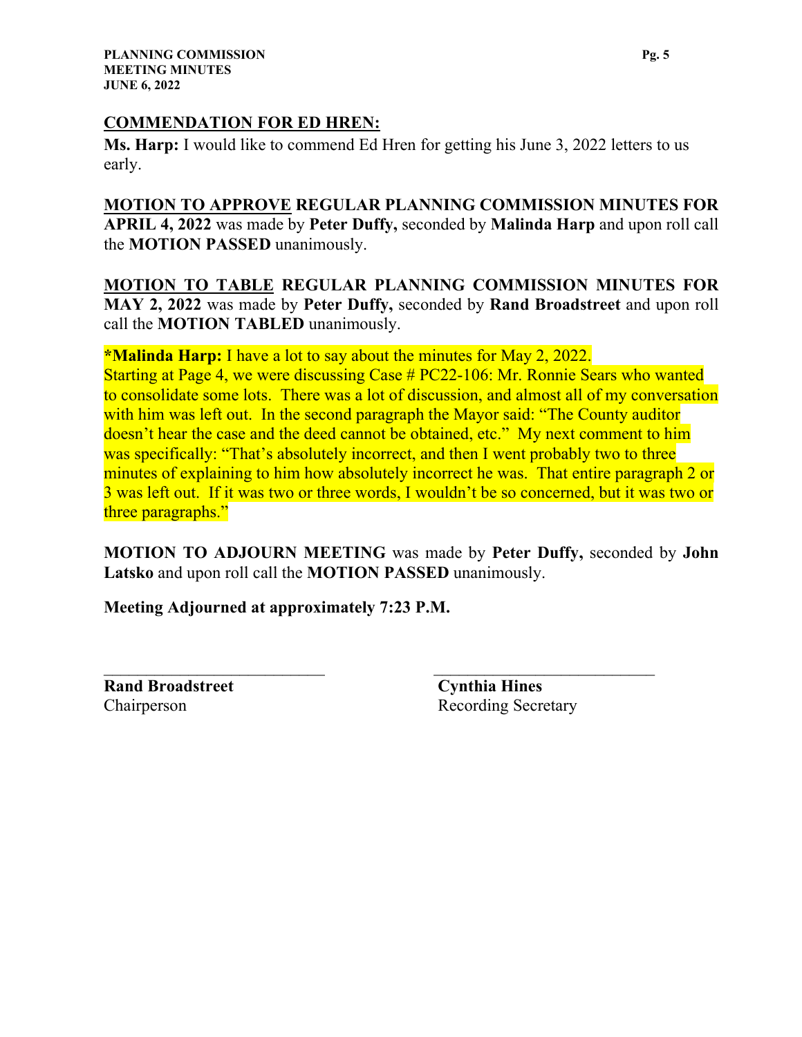## COMMENDATION FOR ED HREN:

**Ms. Harp:** I would like to commend Ed Hren for getting his June 3, 2022 letters to us early.

**MOTION TO APPROVE REGULAR PLANNING COMMISSION MINUTES FOR APRIL 4, 2022** was made by **Peter Duffy,** seconded by **Malinda Harp** and upon roll call the **MOTION PASSED** unanimously.

**MOTION TO TABLE REGULAR PLANNING COMMISSION MINUTES FOR MAY 2, 2022** was made by **Peter Duffy,** seconded by **Rand Broadstreet** and upon roll call the **MOTION TABLED** unanimously.

**\*Malinda Harp:** I have a lot to say about the minutes for May 2, 2022. Starting at Page 4, we were discussing Case # PC22-106: Mr. Ronnie Sears who wanted to consolidate some lots. There was a lot of discussion, and almost all of my conversation with him was left out. In the second paragraph the Mayor said: "The County auditor doesn't hear the case and the deed cannot be obtained, etc." My next comment to him was specifically: "That's absolutely incorrect, and then I went probably two to three minutes of explaining to him how absolutely incorrect he was. That entire paragraph 2 or 3 was left out. If it was two or three words, I wouldn't be so concerned, but it was two or three paragraphs."

**MOTION TO ADJOURN MEETING** was made by **Peter Dufry,** seconded by **John Latsko** and upon roll call the **MOTION PASSED** unanimously.

**Meeting Adjourned at approximately 7:23 P.M.**

\_\_\_\_\_\_\_\_\_\_\_\_\_\_\_\_\_\_\_\_\_\_\_\_\_\_

**Rand Broadstreet**
Chairperson

\_\_\_\_\_\_\_\_\_\_\_\_\_\_\_\_\_\_\_\_\_\_\_\_\_\_

**Cynthia Hines**
Recording Secretary